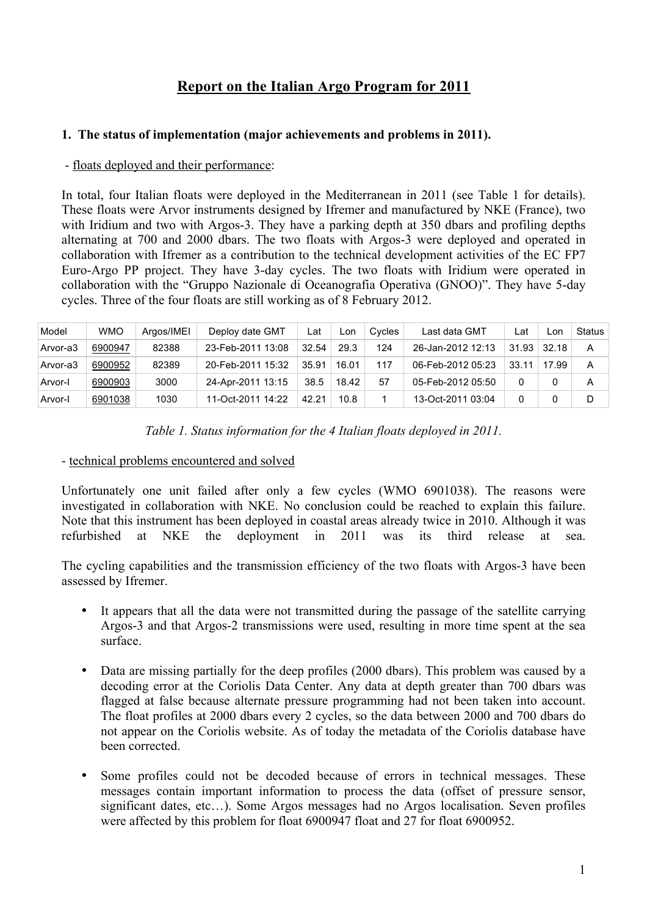# Report on the Italian Argo Program for 2011

## 1. The status of implementation (major achievements and problems in 2011).

- floats deployed and their performance:

In total, four Italian floats were deployed in the Mediterranean in 2011 (see Table 1 for details). These floats were Arvor instruments designed by Ifremer and manufactured by NKE (France), two with Iridium and two with Argos-3. They have a parking depth at 350 dbars and profiling depths alternating at 700 and 2000 dbars. The two floats with Argos-3 were deployed and operated in collaboration with Ifremer as a contribution to the technical development activities of the EC FP7 Euro-Argo PP project. They have 3-day cycles. The two floats with Iridium were operated in collaboration with the "Gruppo Nazionale di Oceanografia Operativa (GNOO)". They have 5-day cycles. Three of the four floats are still working as of 8 February 2012.

| Model | WMO | Argos/IMEI | Deploy date GMT | Lat | Lon | Cycles | Last data GMT | Lat | Lon | Status |
|---|---|---|---|---|---|---|---|---|---|---|
| Arvor-a3 | 6900947 | 82388 | 23-Feb-2011 13:08 | 32.54 | 29.3 | 124 | 26-Jan-2012 12:13 | 31.93 | 32.18 | A |
| Arvor-a3 | 6900952 | 82389 | 20-Feb-2011 15:32 | 35.91 | 16.01 | 117 | 06-Feb-2012 05:23 | 33.11 | 17.99 | A |
| Arvor-I | 6900903 | 3000 | 24-Apr-2011 13:15 | 38.5 | 18.42 | 57 | 05-Feb-2012 05:50 | 0 | 0 | A |
| Arvor-I | 6901038 | 1030 | 11-Oct-2011 14:22 | 42.21 | 10.8 | 1 | 13-Oct-2011 03:04 | 0 | 0 | D |

*Table 1. Status information for the 4 Italian floats deployed in 2011.*

- technical problems encountered and solved

Unfortunately one unit failed after only a few cycles (WMO 6901038). The reasons were investigated in collaboration with NKE. No conclusion could be reached to explain this failure. Note that this instrument has been deployed in coastal areas already twice in 2010. Although it was refurbished at NKE the deployment in 2011 was its third release at sea.

The cycling capabilities and the transmission efficiency of the two floats with Argos-3 have been assessed by Ifremer.

- It appears that all the data were not transmitted during the passage of the satellite carrying Argos-3 and that Argos-2 transmissions were used, resulting in more time spent at the sea surface.

- Data are missing partially for the deep profiles (2000 dbars). This problem was caused by a decoding error at the Coriolis Data Center. Any data at depth greater than 700 dbars was flagged at false because alternate pressure programming had not been taken into account. The float profiles at 2000 dbars every 2 cycles, so the data between 2000 and 700 dbars do not appear on the Coriolis website. As of today the metadata of the Coriolis database have been corrected.

- Some profiles could not be decoded because of errors in technical messages. These messages contain important information to process the data (offset of pressure sensor, significant dates, etc…). Some Argos messages had no Argos localisation. Seven profiles were affected by this problem for float 6900947 float and 27 for float 6900952.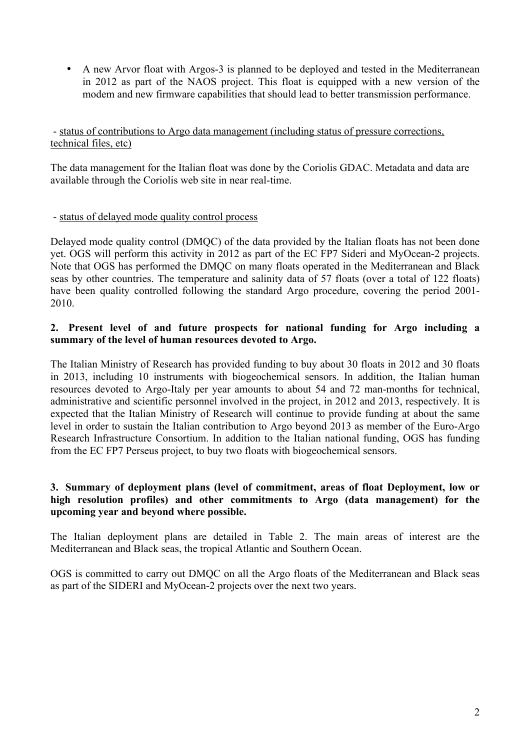- A new Arvor float with Argos-3 is planned to be deployed and tested in the Mediterranean in 2012 as part of the NAOS project. This float is equipped with a new version of the modem and new firmware capabilities that should lead to better transmission performance.

- <u>status of contributions to Argo data management (including status of pressure corrections, technical files, etc)</u>

The data management for the Italian float was done by the Coriolis GDAC. Metadata and data are available through the Coriolis web site in near real-time.

- <u>status of delayed mode quality control process</u>

Delayed mode quality control (DMQC) of the data provided by the Italian floats has not been done yet. OGS will perform this activity in 2012 as part of the EC FP7 Sideri and MyOcean-2 projects. Note that OGS has performed the DMQC on many floats operated in the Mediterranean and Black seas by other countries. The temperature and salinity data of 57 floats (over a total of 122 floats) have been quality controlled following the standard Argo procedure, covering the period 2001-2010.

**2. Present level of and future prospects for national funding for Argo including a summary of the level of human resources devoted to Argo.**

The Italian Ministry of Research has provided funding to buy about 30 floats in 2012 and 30 floats in 2013, including 10 instruments with biogeochemical sensors. In addition, the Italian human resources devoted to Argo-Italy per year amounts to about 54 and 72 man-months for technical, administrative and scientific personnel involved in the project, in 2012 and 2013, respectively. It is expected that the Italian Ministry of Research will continue to provide funding at about the same level in order to sustain the Italian contribution to Argo beyond 2013 as member of the Euro-Argo Research Infrastructure Consortium. In addition to the Italian national funding, OGS has funding from the EC FP7 Perseus project, to buy two floats with biogeochemical sensors.

**3. Summary of deployment plans (level of commitment, areas of float Deployment, low or high resolution profiles) and other commitments to Argo (data management) for the upcoming year and beyond where possible.**

The Italian deployment plans are detailed in Table 2. The main areas of interest are the Mediterranean and Black seas, the tropical Atlantic and Southern Ocean.

OGS is committed to carry out DMQC on all the Argo floats of the Mediterranean and Black seas as part of the SIDERI and MyOcean-2 projects over the next two years.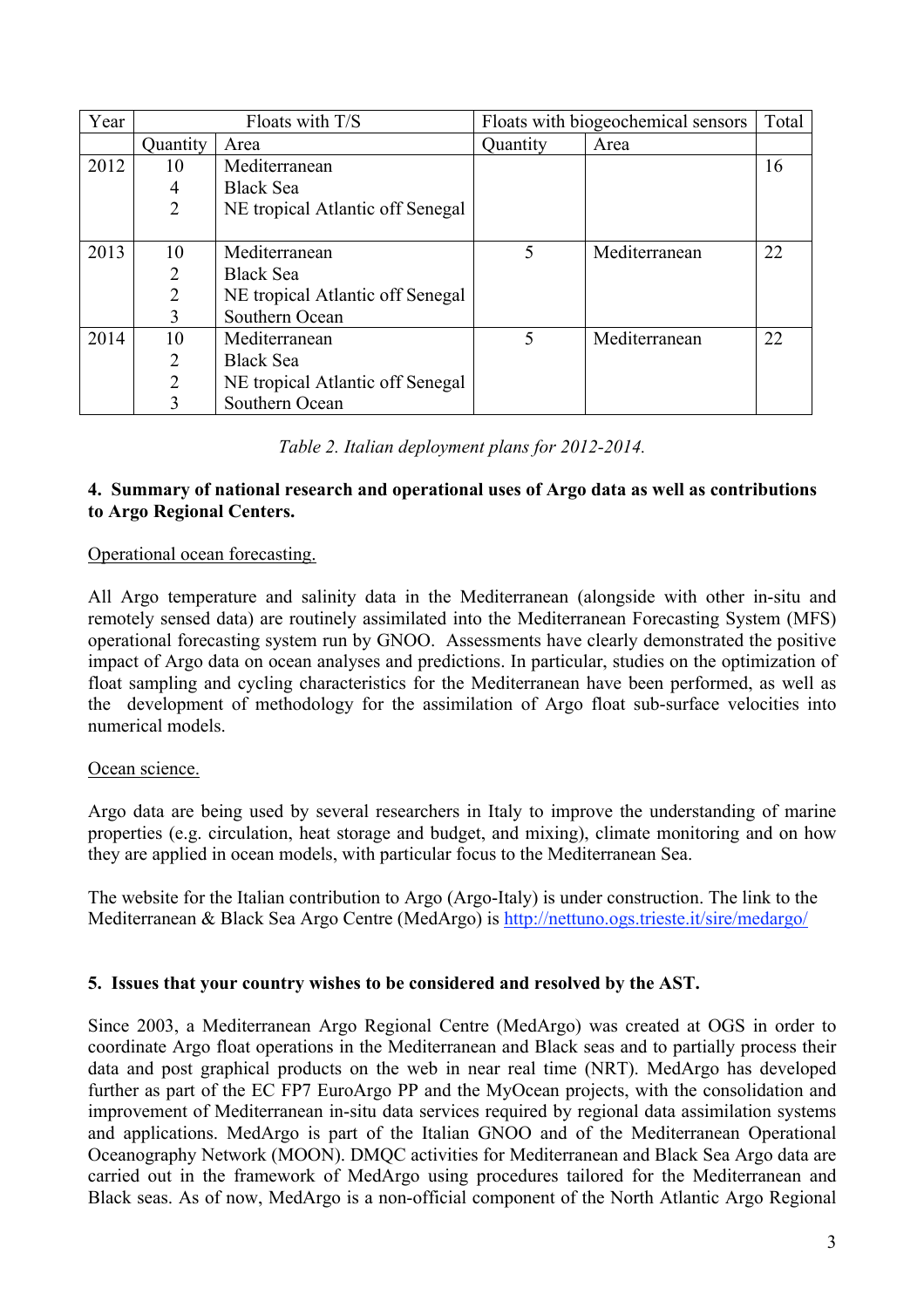| Year | Floats with T/S | | Floats with biogeochemical sensors | | Total |
|---|---|---|---|---|---|
| | Quantity | Area | Quantity | Area | |
| 2012 | 10<br>4<br>2 | Mediterranean<br>Black Sea<br>NE tropical Atlantic off Senegal | | | 16 |
| 2013 | 10<br>2<br>2<br>3 | Mediterranean<br>Black Sea<br>NE tropical Atlantic off Senegal<br>Southern Ocean | 5 | Mediterranean | 22 |
| 2014 | 10<br>2<br>2<br>3 | Mediterranean<br>Black Sea<br>NE tropical Atlantic off Senegal<br>Southern Ocean | 5 | Mediterranean | 22 |

*Table 2. Italian deployment plans for 2012-2014.*

**4. Summary of national research and operational uses of Argo data as well as contributions to Argo Regional Centers.**

<u>Operational ocean forecasting.</u>

All Argo temperature and salinity data in the Mediterranean (alongside with other in-situ and remotely sensed data) are routinely assimilated into the Mediterranean Forecasting System (MFS) operational forecasting system run by GNOO. Assessments have clearly demonstrated the positive impact of Argo data on ocean analyses and predictions. In particular, studies on the optimization of float sampling and cycling characteristics for the Mediterranean have been performed, as well as the development of methodology for the assimilation of Argo float sub-surface velocities into numerical models.

<u>Ocean science.</u>

Argo data are being used by several researchers in Italy to improve the understanding of marine properties (e.g. circulation, heat storage and budget, and mixing), climate monitoring and on how they are applied in ocean models, with particular focus to the Mediterranean Sea.

The website for the Italian contribution to Argo (Argo-Italy) is under construction. The link to the Mediterranean & Black Sea Argo Centre (MedArgo) is http://nettuno.ogs.trieste.it/sire/medargo/

**5. Issues that your country wishes to be considered and resolved by the AST.**

Since 2003, a Mediterranean Argo Regional Centre (MedArgo) was created at OGS in order to coordinate Argo float operations in the Mediterranean and Black seas and to partially process their data and post graphical products on the web in near real time (NRT). MedArgo has developed further as part of the EC FP7 EuroArgo PP and the MyOcean projects, with the consolidation and improvement of Mediterranean in-situ data services required by regional data assimilation systems and applications. MedArgo is part of the Italian GNOO and of the Mediterranean Operational Oceanography Network (MOON). DMQC activities for Mediterranean and Black Sea Argo data are carried out in the framework of MedArgo using procedures tailored for the Mediterranean and Black seas. As of now, MedArgo is a non-official component of the North Atlantic Argo Regional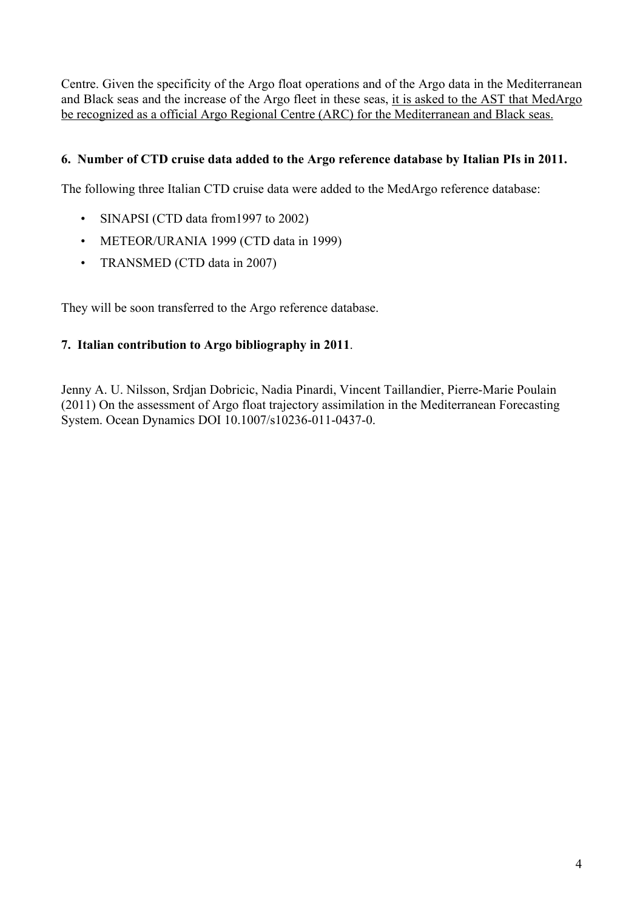Centre. Given the specificity of the Argo float operations and of the Argo data in the Mediterranean and Black seas and the increase of the Argo fleet in these seas, <u>it is asked to the AST that MedArgo be recognized as a official Argo Regional Centre (ARC) for the Mediterranean and Black seas.</u>

## 6. Number of CTD cruise data added to the Argo reference database by Italian PIs in 2011.

The following three Italian CTD cruise data were added to the MedArgo reference database:

- SINAPSI (CTD data from1997 to 2002)
- METEOR/URANIA 1999 (CTD data in 1999)
- TRANSMED (CTD data in 2007)

They will be soon transferred to the Argo reference database.

## 7. Italian contribution to Argo bibliography in 2011.

Jenny A. U. Nilsson, Srdjan Dobricic, Nadia Pinardi, Vincent Taillandier, Pierre-Marie Poulain (2011) On the assessment of Argo float trajectory assimilation in the Mediterranean Forecasting System. Ocean Dynamics DOI 10.1007/s10236-011-0437-0.